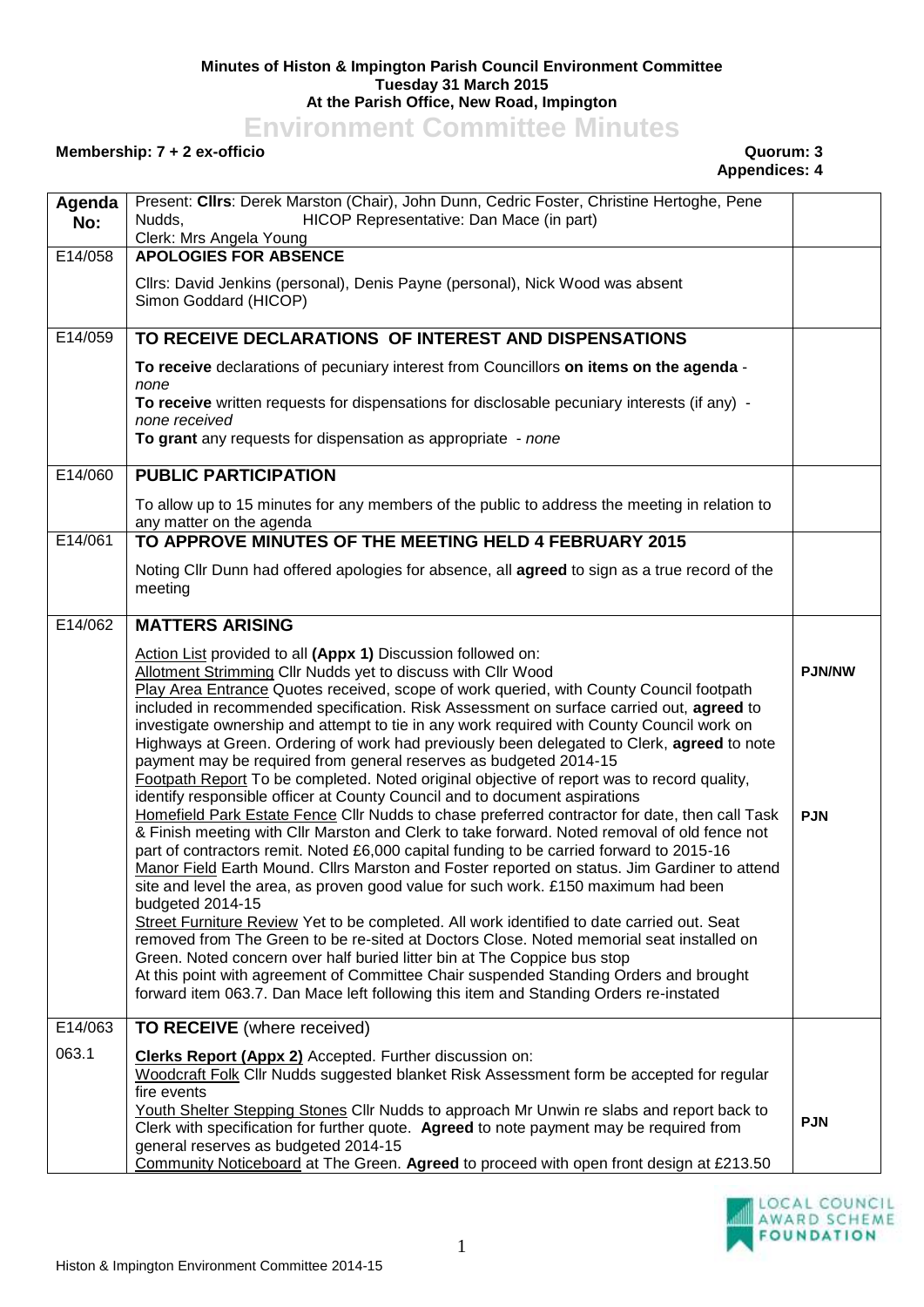**Minutes of Histon & Impington Parish Council Environment Committee**
**Tuesday 31 March 2015**
**At the Parish Office, New Road, Impington**

# Environment Committee Minutes

**Membership: 7 + 2 ex-officio** **Quorum: 3**
**Appendices: 4**

| Agenda No: | Present: **Cllrs**: Derek Marston (Chair), John Dunn, Cedric Foster, Christine Hertoghe, Pene Nudds, HICOP Representative: Dan Mace (in part)<br>Clerk: Mrs Angela Young | |
|---|---|---|
| E14/058 | **APOLOGIES FOR ABSENCE**<br><br>Cllrs: David Jenkins (personal), Denis Payne (personal), Nick Wood was absent<br>Simon Goddard (HICOP) | |
| E14/059 | **TO RECEIVE DECLARATIONS OF INTEREST AND DISPENSATIONS**<br><br>**To receive** declarations of pecuniary interest from Councillors **on items on the agenda** - *none*<br>**To receive** written requests for dispensations for disclosable pecuniary interests (if any) - *none received*<br>**To grant** any requests for dispensation as appropriate - *none* | |
| E14/060 | **PUBLIC PARTICIPATION**<br><br>To allow up to 15 minutes for any members of the public to address the meeting in relation to any matter on the agenda | |
| E14/061 | **TO APPROVE MINUTES OF THE MEETING HELD 4 FEBRUARY 2015**<br><br>Noting Cllr Dunn had offered apologies for absence, all **agreed** to sign as a true record of the meeting | |
| E14/062 | **MATTERS ARISING**<br><br>Action List provided to all **(Appx 1)** Discussion followed on:<br>Allotment Strimming Cllr Nudds yet to discuss with Cllr Wood<br>Play Area Entrance Quotes received, scope of work queried, with County Council footpath included in recommended specification. Risk Assessment on surface carried out, **agreed** to investigate ownership and attempt to tie in any work required with County Council work on Highways at Green. Ordering of work had previously been delegated to Clerk, **agreed** to note payment may be required from general reserves as budgeted 2014-15<br>Footpath Report To be completed. Noted original objective of report was to record quality, identify responsible officer at County Council and to document aspirations<br>Homefield Park Estate Fence Cllr Nudds to chase preferred contractor for date, then call Task & Finish meeting with Cllr Marston and Clerk to take forward. Noted removal of old fence not part of contractors remit. Noted £6,000 capital funding to be carried forward to 2015-16<br>Manor Field Earth Mound. Cllrs Marston and Foster reported on status. Jim Gardiner to attend site and level the area, as proven good value for such work. £150 maximum had been budgeted 2014-15<br>Street Furniture Review Yet to be completed. All work identified to date carried out. Seat removed from The Green to be re-sited at Doctors Close. Noted memorial seat installed on Green. Noted concern over half buried litter bin at The Coppice bus stop<br>At this point with agreement of Committee Chair suspended Standing Orders and brought forward item 063.7. Dan Mace left following this item and Standing Orders re-instated | **PJN/NW**<br><br><br><br><br><br><br>**PJN** |
| E14/063 | **TO RECEIVE** (where received) | |
| 063.1 | **Clerks Report (Appx 2)** Accepted. Further discussion on:<br>Woodcraft Folk Cllr Nudds suggested blanket Risk Assessment form be accepted for regular fire events<br>Youth Shelter Stepping Stones Cllr Nudds to approach Mr Unwin re slabs and report back to Clerk with specification for further quote. **Agreed** to note payment may be required from general reserves as budgeted 2014-15<br>Community Noticeboard at The Green. **Agreed** to proceed with open front design at £213.50 | <br><br><br>**PJN** |

Histon & Impington Environment Committee 2014-15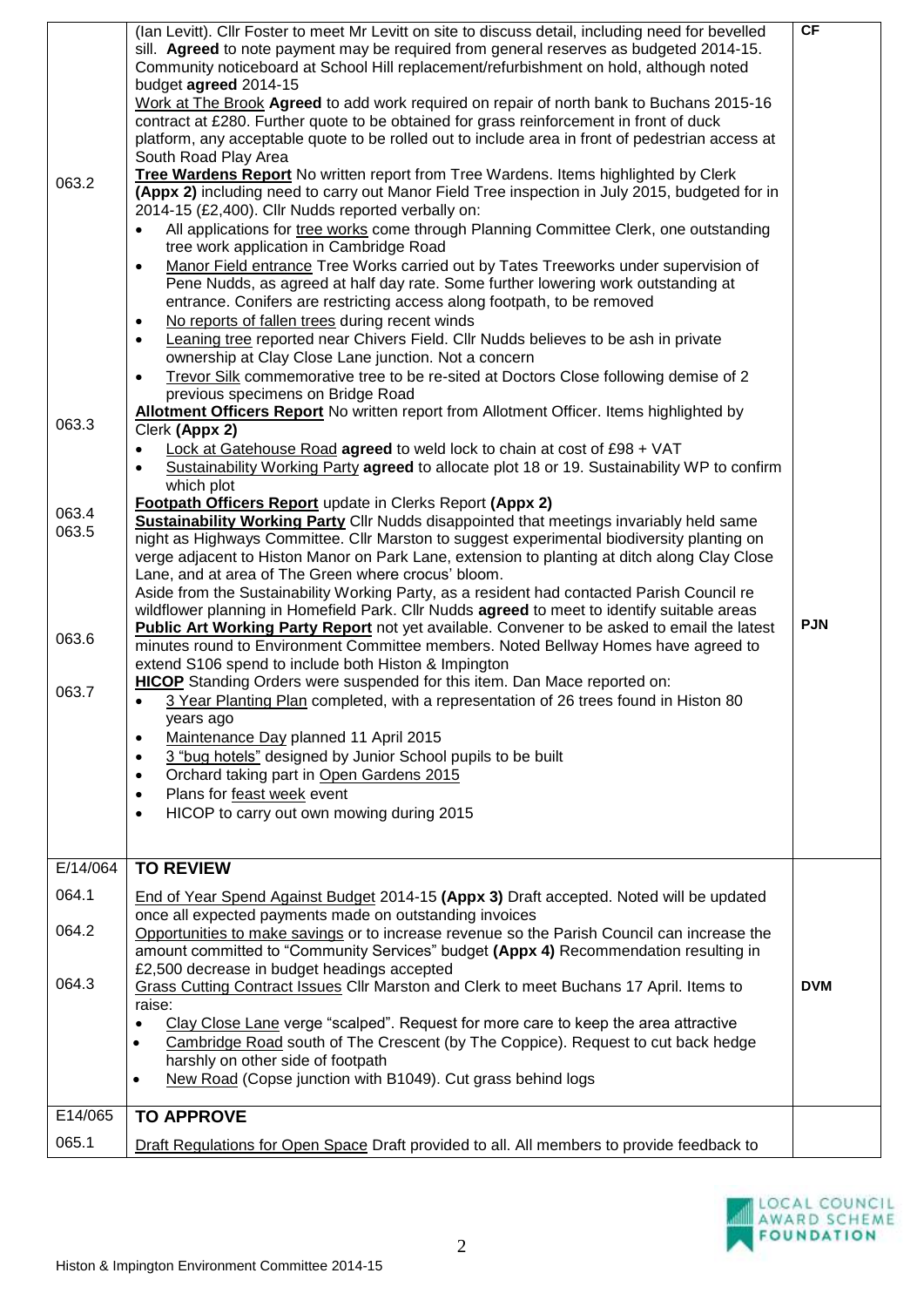| | | |
|---|---|---|
| 063.2 | (Ian Levitt). Cllr Foster to meet Mr Levitt on site to discuss detail, including need for bevelled sill. **Agreed** to note payment may be required from general reserves as budgeted 2014-15. Community noticeboard at School Hill replacement/refurbishment on hold, although noted budget **agreed** 2014-15<br>Work at The Brook **Agreed** to add work required on repair of north bank to Buchans 2015-16 contract at £280. Further quote to be obtained for grass reinforcement in front of duck platform, any acceptable quote to be rolled out to include area in front of pedestrian access at South Road Play Area<br>**Tree Wardens Report** No written report from Tree Wardens. Items highlighted by Clerk **(Appx 2)** including need to carry out Manor Field Tree inspection in July 2015, budgeted for in 2014-15 (£2,400). Cllr Nudds reported verbally on:<br>• All applications for tree works come through Planning Committee Clerk, one outstanding tree work application in Cambridge Road<br>• Manor Field entrance Tree Works carried out by Tates Treeworks under supervision of Pene Nudds, as agreed at half day rate. Some further lowering work outstanding at entrance. Conifers are restricting access along footpath, to be removed<br>• No reports of fallen trees during recent winds<br>• Leaning tree reported near Chivers Field. Cllr Nudds believes to be ash in private ownership at Clay Close Lane junction. Not a concern<br>• Trevor Silk commemorative tree to be re-sited at Doctors Close following demise of 2 previous specimens on Bridge Road | CF |
| 063.3 | **Allotment Officers Report** No written report from Allotment Officer. Items highlighted by Clerk **(Appx 2)**<br>• Lock at Gatehouse Road **agreed** to weld lock to chain at cost of £98 + VAT<br>• Sustainability Working Party **agreed** to allocate plot 18 or 19. Sustainability WP to confirm which plot | |
| 063.4 | **Footpath Officers Report** update in Clerks Report **(Appx 2)** | |
| 063.5 | **Sustainability Working Party** Cllr Nudds disappointed that meetings invariably held same night as Highways Committee. Cllr Marston to suggest experimental biodiversity planting on verge adjacent to Histon Manor on Park Lane, extension to planting at ditch along Clay Close Lane, and at area of The Green where crocus' bloom.<br>Aside from the Sustainability Working Party, as a resident had contacted Parish Council re wildflower planning in Homefield Park. Cllr Nudds **agreed** to meet to identify suitable areas | |
| 063.6 | **Public Art Working Party Report** not yet available. Convener to be asked to email the latest minutes round to Environment Committee members. Noted Bellway Homes have agreed to extend S106 spend to include both Histon & Impington | PJN |
| 063.7 | **HICOP** Standing Orders were suspended for this item. Dan Mace reported on:<br>• 3 Year Planting Plan completed, with a representation of 26 trees found in Histon 80 years ago<br>• Maintenance Day planned 11 April 2015<br>• 3 "bug hotels" designed by Junior School pupils to be built<br>• Orchard taking part in Open Gardens 2015<br>• Plans for feast week event<br>• HICOP to carry out own mowing during 2015 | |
| E/14/064 | **TO REVIEW** | |
| 064.1 | End of Year Spend Against Budget 2014-15 **(Appx 3)** Draft accepted. Noted will be updated once all expected payments made on outstanding invoices | |
| 064.2 | Opportunities to make savings or to increase revenue so the Parish Council can increase the amount committed to "Community Services" budget **(Appx 4)** Recommendation resulting in £2,500 decrease in budget headings accepted | |
| 064.3 | Grass Cutting Contract Issues Cllr Marston and Clerk to meet Buchans 17 April. Items to raise:<br>• Clay Close Lane verge "scalped". Request for more care to keep the area attractive<br>• Cambridge Road south of The Crescent (by The Coppice). Request to cut back hedge harshly on other side of footpath<br>• New Road (Copse junction with B1049). Cut grass behind logs | DVM |
| E14/065 | **TO APPROVE** | |
| 065.1 | Draft Regulations for Open Space Draft provided to all. All members to provide feedback to | |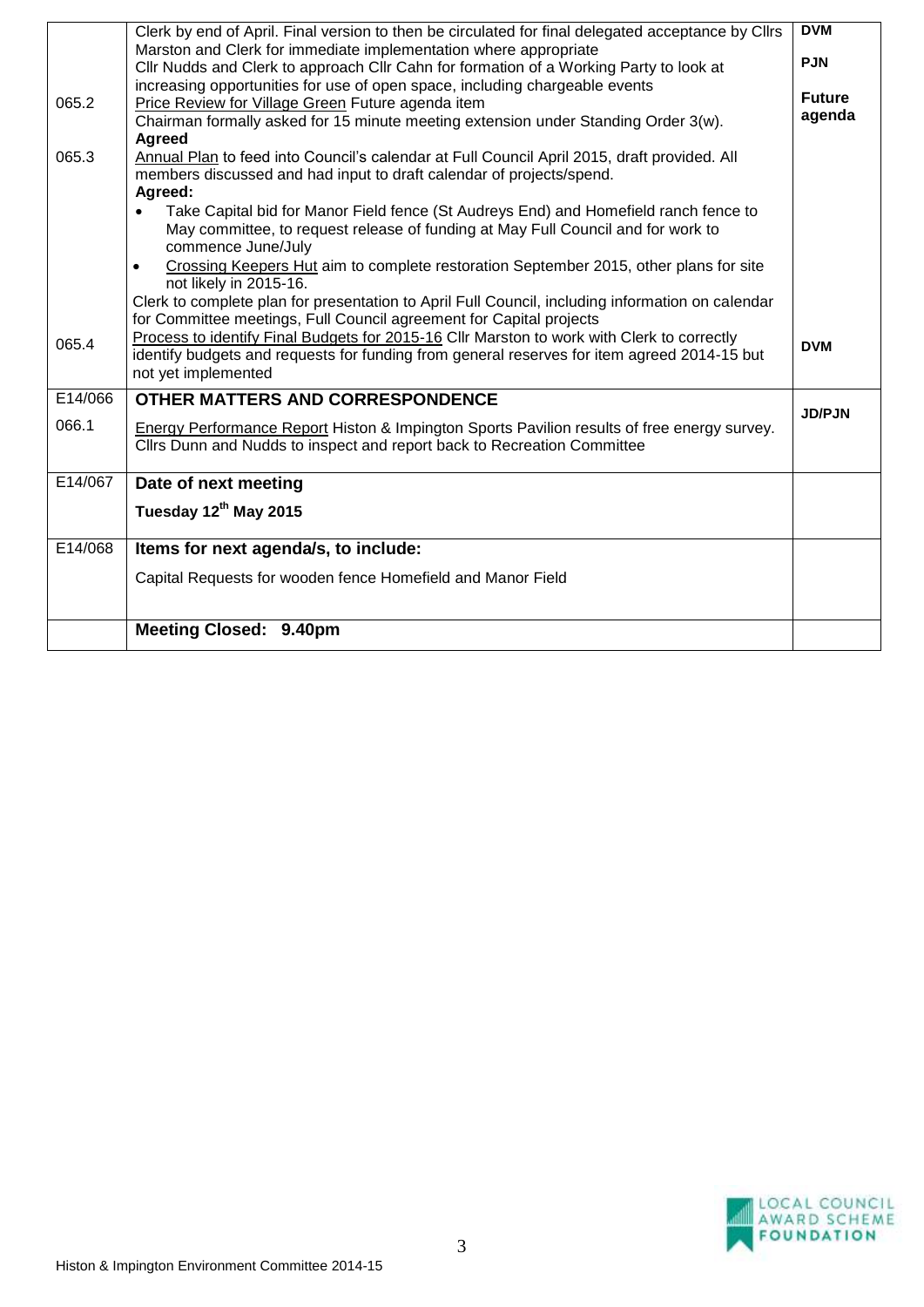| | | |
|---|---|---|
| | Clerk by end of April. Final version to then be circulated for final delegated acceptance by Cllrs Marston and Clerk for immediate implementation where appropriate<br>Cllr Nudds and Clerk to approach Cllr Cahn for formation of a Working Party to look at increasing opportunities for use of open space, including chargeable events | **DVM**<br><br>**PJN** |
| 065.2 | Price Review for Village Green Future agenda item<br>Chairman formally asked for 15 minute meeting extension under Standing Order 3(w).<br>**Agreed** | **Future agenda** |
| 065.3 | Annual Plan to feed into Council's calendar at Full Council April 2015, draft provided. All members discussed and had input to draft calendar of projects/spend.<br>**Agreed:**<br>• Take Capital bid for Manor Field fence (St Audreys End) and Homefield ranch fence to May committee, to request release of funding at May Full Council and for work to commence June/July<br>• Crossing Keepers Hut aim to complete restoration September 2015, other plans for site not likely in 2015-16.<br>Clerk to complete plan for presentation to April Full Council, including information on calendar for Committee meetings, Full Council agreement for Capital projects | |
| 065.4 | Process to identify Final Budgets for 2015-16 Cllr Marston to work with Clerk to correctly identify budgets and requests for funding from general reserves for item agreed 2014-15 but not yet implemented | **DVM** |
| E14/066<br>066.1 | **OTHER MATTERS AND CORRESPONDENCE**<br>Energy Performance Report Histon & Impington Sports Pavilion results of free energy survey. Cllrs Dunn and Nudds to inspect and report back to Recreation Committee | **JD/PJN** |
| E14/067 | **Date of next meeting**<br>**Tuesday 12th May 2015** | |
| E14/068 | **Items for next agenda/s, to include:**<br>Capital Requests for wooden fence Homefield and Manor Field | |
| | **Meeting Closed: 9.40pm** | |

Histon & Impington Environment Committee 2014-15